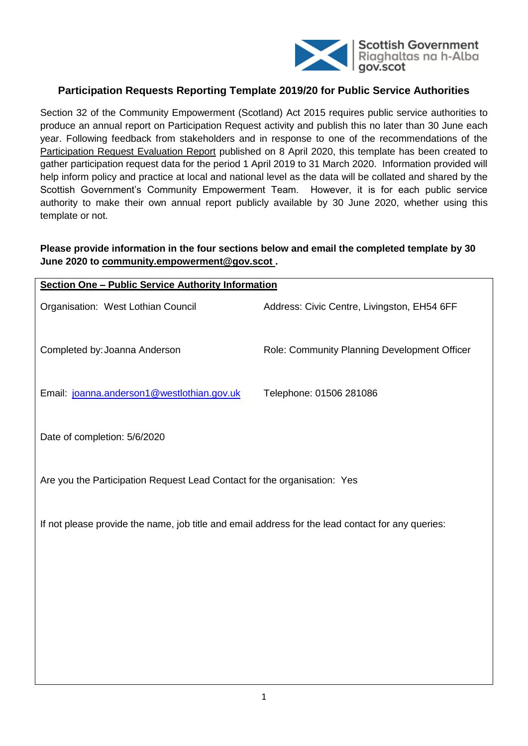Scottish Government
Riaghaltas na h-Alba
gov.scot

# Participation Requests Reporting Template 2019/20 for Public Service Authorities

Section 32 of the Community Empowerment (Scotland) Act 2015 requires public service authorities to produce an annual report on Participation Request activity and publish this no later than 30 June each year. Following feedback from stakeholders and in response to one of the recommendations of the Participation Request Evaluation Report published on 8 April 2020, this template has been created to gather participation request data for the period 1 April 2019 to 31 March 2020. Information provided will help inform policy and practice at local and national level as the data will be collated and shared by the Scottish Government's Community Empowerment Team. However, it is for each public service authority to make their own annual report publicly available by 30 June 2020, whether using this template or not.

**Please provide information in the four sections below and email the completed template by 30 June 2020 to community.empowerment@gov.scot .**

## Section One – Public Service Authority Information

Organisation: West Lothian Council

Address: Civic Centre, Livingston, EH54 6FF

Completed by: Joanna Anderson

Role: Community Planning Development Officer

Email: joanna.anderson1@westlothian.gov.uk

Telephone: 01506 281086

Date of completion: 5/6/2020

Are you the Participation Request Lead Contact for the organisation: Yes

If not please provide the name, job title and email address for the lead contact for any queries: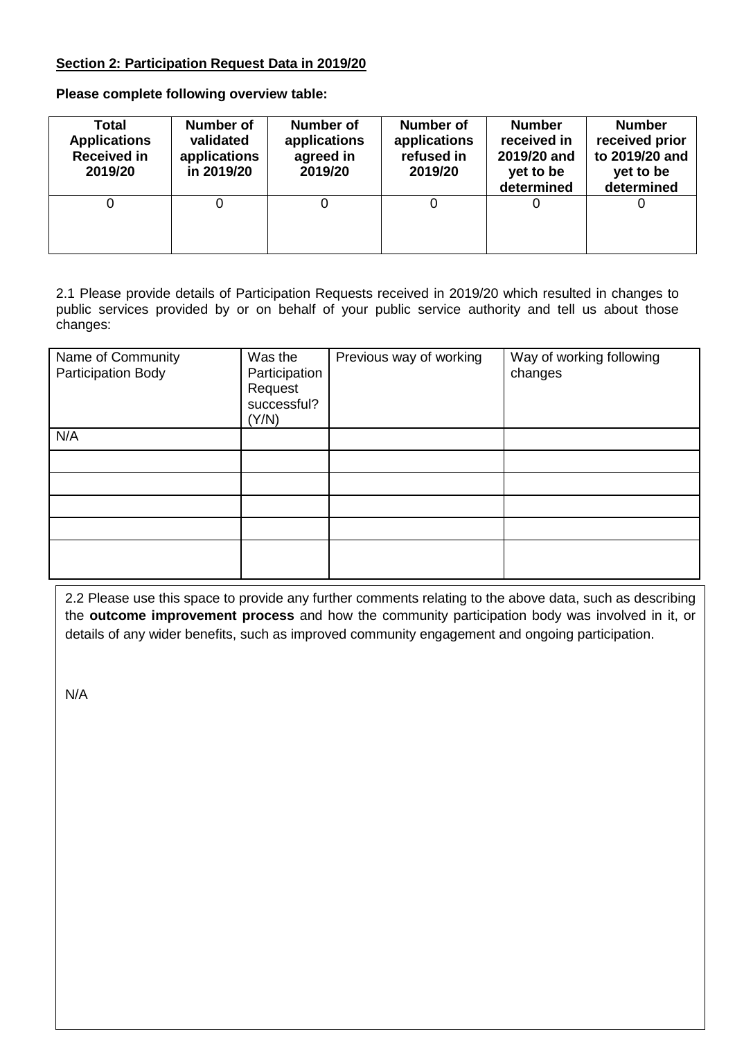**Section 2: Participation Request Data in 2019/20**

**Please complete following overview table:**

| Total Applications Received in 2019/20 | Number of validated applications in 2019/20 | Number of applications agreed in 2019/20 | Number of applications refused in 2019/20 | Number received in 2019/20 and yet to be determined | Number received prior to 2019/20 and yet to be determined |
|---|---|---|---|---|---|
| 0 | 0 | 0 | 0 | 0 | 0 |

2.1 Please provide details of Participation Requests received in 2019/20 which resulted in changes to public services provided by or on behalf of your public service authority and tell us about those changes:

| Name of Community Participation Body | Was the Participation Request successful? (Y/N) | Previous way of working | Way of working following changes |
|---|---|---|---|
| N/A | | | |
| | | | |
| | | | |
| | | | |
| | | | |
| | | | |

2.2 Please use this space to provide any further comments relating to the above data, such as describing the **outcome improvement process** and how the community participation body was involved in it, or details of any wider benefits, such as improved community engagement and ongoing participation.

N/A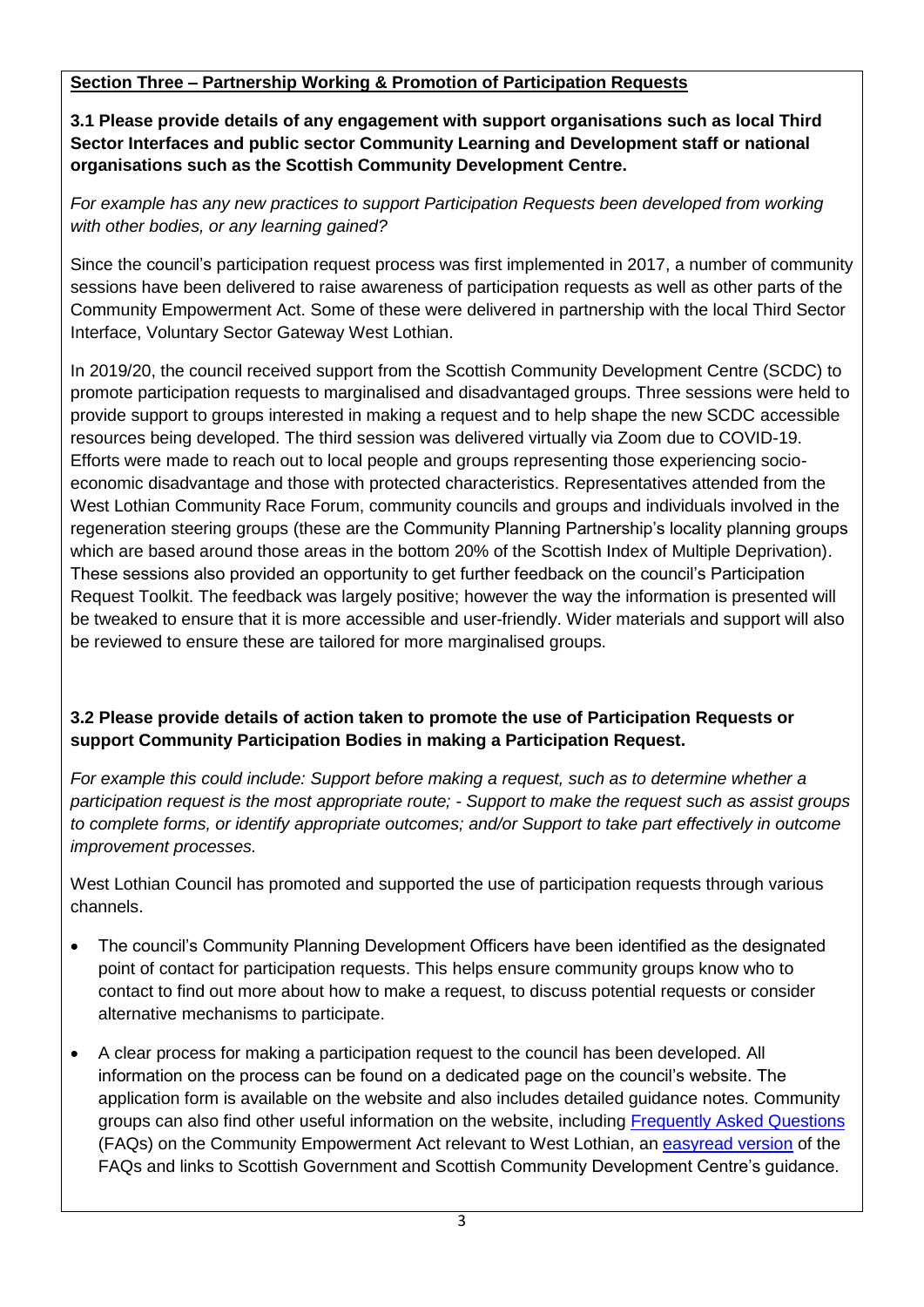## Section Three – Partnership Working & Promotion of Participation Requests

**3.1 Please provide details of any engagement with support organisations such as local Third Sector Interfaces and public sector Community Learning and Development staff or national organisations such as the Scottish Community Development Centre.**

*For example has any new practices to support Participation Requests been developed from working with other bodies, or any learning gained?*

Since the council's participation request process was first implemented in 2017, a number of community sessions have been delivered to raise awareness of participation requests as well as other parts of the Community Empowerment Act. Some of these were delivered in partnership with the local Third Sector Interface, Voluntary Sector Gateway West Lothian.

In 2019/20, the council received support from the Scottish Community Development Centre (SCDC) to promote participation requests to marginalised and disadvantaged groups. Three sessions were held to provide support to groups interested in making a request and to help shape the new SCDC accessible resources being developed. The third session was delivered virtually via Zoom due to COVID-19. Efforts were made to reach out to local people and groups representing those experiencing socio-economic disadvantage and those with protected characteristics. Representatives attended from the West Lothian Community Race Forum, community councils and groups and individuals involved in the regeneration steering groups (these are the Community Planning Partnership's locality planning groups which are based around those areas in the bottom 20% of the Scottish Index of Multiple Deprivation). These sessions also provided an opportunity to get further feedback on the council's Participation Request Toolkit. The feedback was largely positive; however the way the information is presented will be tweaked to ensure that it is more accessible and user-friendly. Wider materials and support will also be reviewed to ensure these are tailored for more marginalised groups.

**3.2 Please provide details of action taken to promote the use of Participation Requests or support Community Participation Bodies in making a Participation Request.**

*For example this could include: Support before making a request, such as to determine whether a participation request is the most appropriate route; - Support to make the request such as assist groups to complete forms, or identify appropriate outcomes; and/or Support to take part effectively in outcome improvement processes.*

West Lothian Council has promoted and supported the use of participation requests through various channels.

- The council's Community Planning Development Officers have been identified as the designated point of contact for participation requests. This helps ensure community groups know who to contact to find out more about how to make a request, to discuss potential requests or consider alternative mechanisms to participate.
- A clear process for making a participation request to the council has been developed. All information on the process can be found on a dedicated page on the council's website. The application form is available on the website and also includes detailed guidance notes. Community groups can also find other useful information on the website, including Frequently Asked Questions (FAQs) on the Community Empowerment Act relevant to West Lothian, an easyread version of the FAQs and links to Scottish Government and Scottish Community Development Centre's guidance.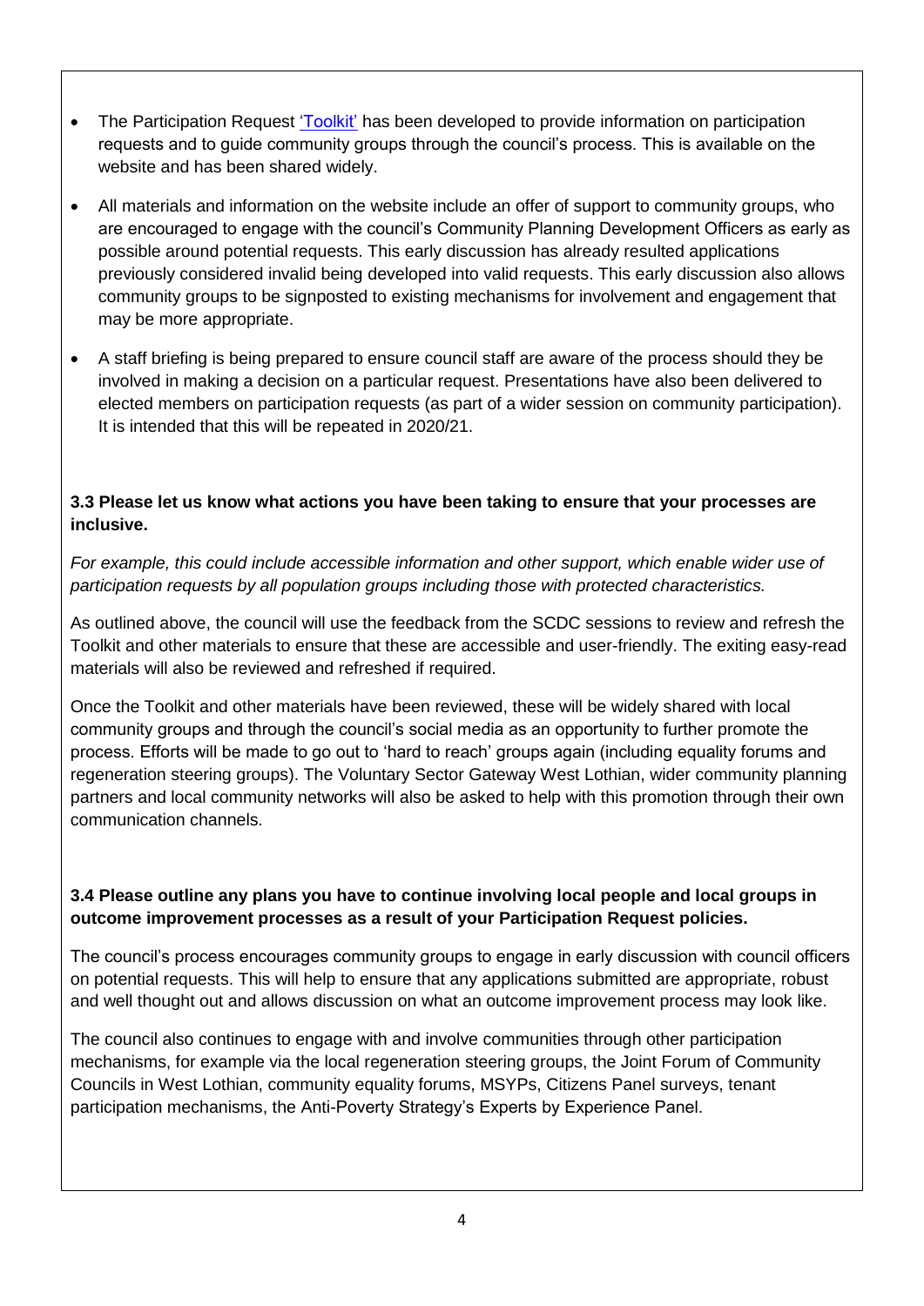- The Participation Request 'Toolkit' has been developed to provide information on participation requests and to guide community groups through the council's process. This is available on the website and has been shared widely.

- All materials and information on the website include an offer of support to community groups, who are encouraged to engage with the council's Community Planning Development Officers as early as possible around potential requests. This early discussion has already resulted applications previously considered invalid being developed into valid requests. This early discussion also allows community groups to be signposted to existing mechanisms for involvement and engagement that may be more appropriate.

- A staff briefing is being prepared to ensure council staff are aware of the process should they be involved in making a decision on a particular request. Presentations have also been delivered to elected members on participation requests (as part of a wider session on community participation). It is intended that this will be repeated in 2020/21.

**3.3 Please let us know what actions you have been taking to ensure that your processes are inclusive.**

*For example, this could include accessible information and other support, which enable wider use of participation requests by all population groups including those with protected characteristics.*

As outlined above, the council will use the feedback from the SCDC sessions to review and refresh the Toolkit and other materials to ensure that these are accessible and user-friendly. The exiting easy-read materials will also be reviewed and refreshed if required.

Once the Toolkit and other materials have been reviewed, these will be widely shared with local community groups and through the council's social media as an opportunity to further promote the process. Efforts will be made to go out to 'hard to reach' groups again (including equality forums and regeneration steering groups). The Voluntary Sector Gateway West Lothian, wider community planning partners and local community networks will also be asked to help with this promotion through their own communication channels.

**3.4 Please outline any plans you have to continue involving local people and local groups in outcome improvement processes as a result of your Participation Request policies.**

The council's process encourages community groups to engage in early discussion with council officers on potential requests. This will help to ensure that any applications submitted are appropriate, robust and well thought out and allows discussion on what an outcome improvement process may look like.

The council also continues to engage with and involve communities through other participation mechanisms, for example via the local regeneration steering groups, the Joint Forum of Community Councils in West Lothian, community equality forums, MSYPs, Citizens Panel surveys, tenant participation mechanisms, the Anti-Poverty Strategy's Experts by Experience Panel.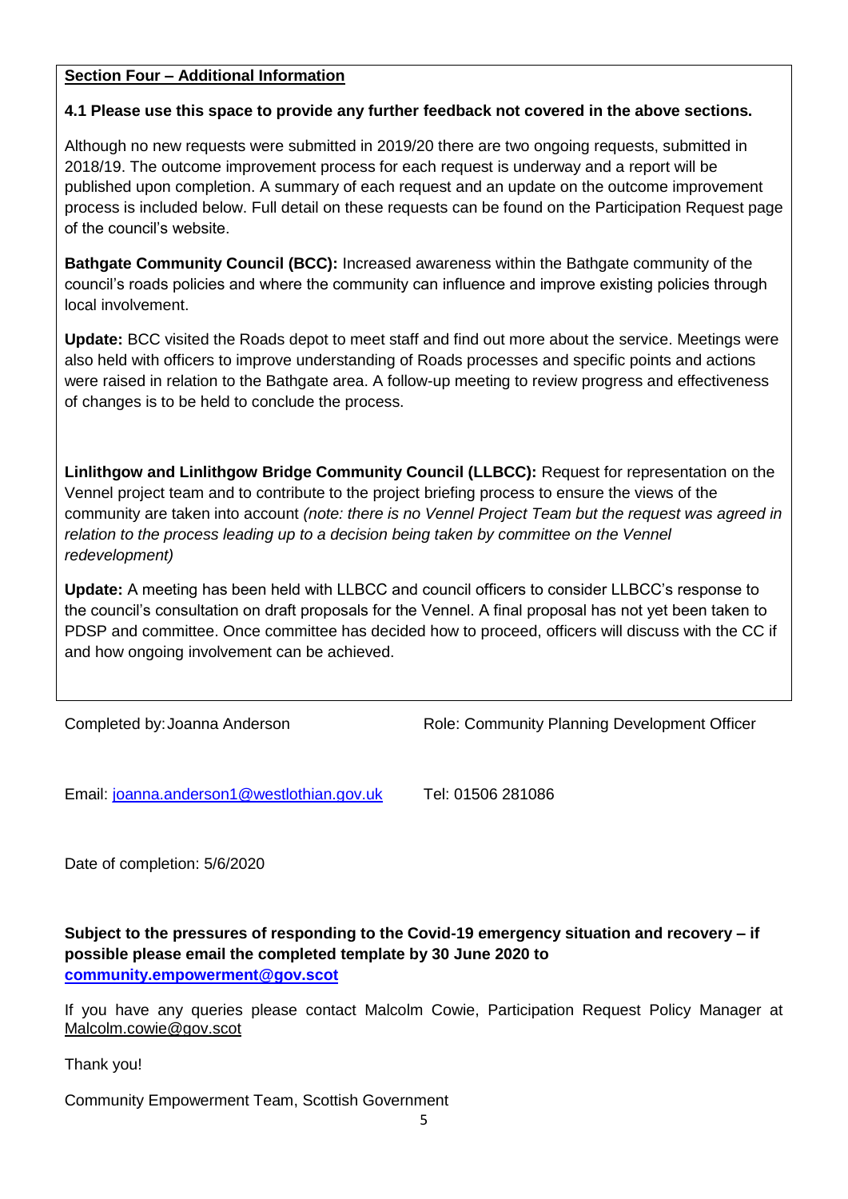**Section Four – Additional Information**

**4.1 Please use this space to provide any further feedback not covered in the above sections.**

Although no new requests were submitted in 2019/20 there are two ongoing requests, submitted in 2018/19. The outcome improvement process for each request is underway and a report will be published upon completion. A summary of each request and an update on the outcome improvement process is included below. Full detail on these requests can be found on the Participation Request page of the council's website.

**Bathgate Community Council (BCC):** Increased awareness within the Bathgate community of the council's roads policies and where the community can influence and improve existing policies through local involvement.

**Update:** BCC visited the Roads depot to meet staff and find out more about the service. Meetings were also held with officers to improve understanding of Roads processes and specific points and actions were raised in relation to the Bathgate area. A follow-up meeting to review progress and effectiveness of changes is to be held to conclude the process.

**Linlithgow and Linlithgow Bridge Community Council (LLBCC):** Request for representation on the Vennel project team and to contribute to the project briefing process to ensure the views of the community are taken into account *(note: there is no Vennel Project Team but the request was agreed in relation to the process leading up to a decision being taken by committee on the Vennel redevelopment)*

**Update:** A meeting has been held with LLBCC and council officers to consider LLBCC's response to the council's consultation on draft proposals for the Vennel. A final proposal has not yet been taken to PDSP and committee. Once committee has decided how to proceed, officers will discuss with the CC if and how ongoing involvement can be achieved.

Completed by: Joanna Anderson

Role: Community Planning Development Officer

Email: joanna.anderson1@westlothian.gov.uk

Tel: 01506 281086

Date of completion: 5/6/2020

**Subject to the pressures of responding to the Covid-19 emergency situation and recovery – if possible please email the completed template by 30 June 2020 to community.empowerment@gov.scot**

If you have any queries please contact Malcolm Cowie, Participation Request Policy Manager at Malcolm.cowie@gov.scot

Thank you!

Community Empowerment Team, Scottish Government